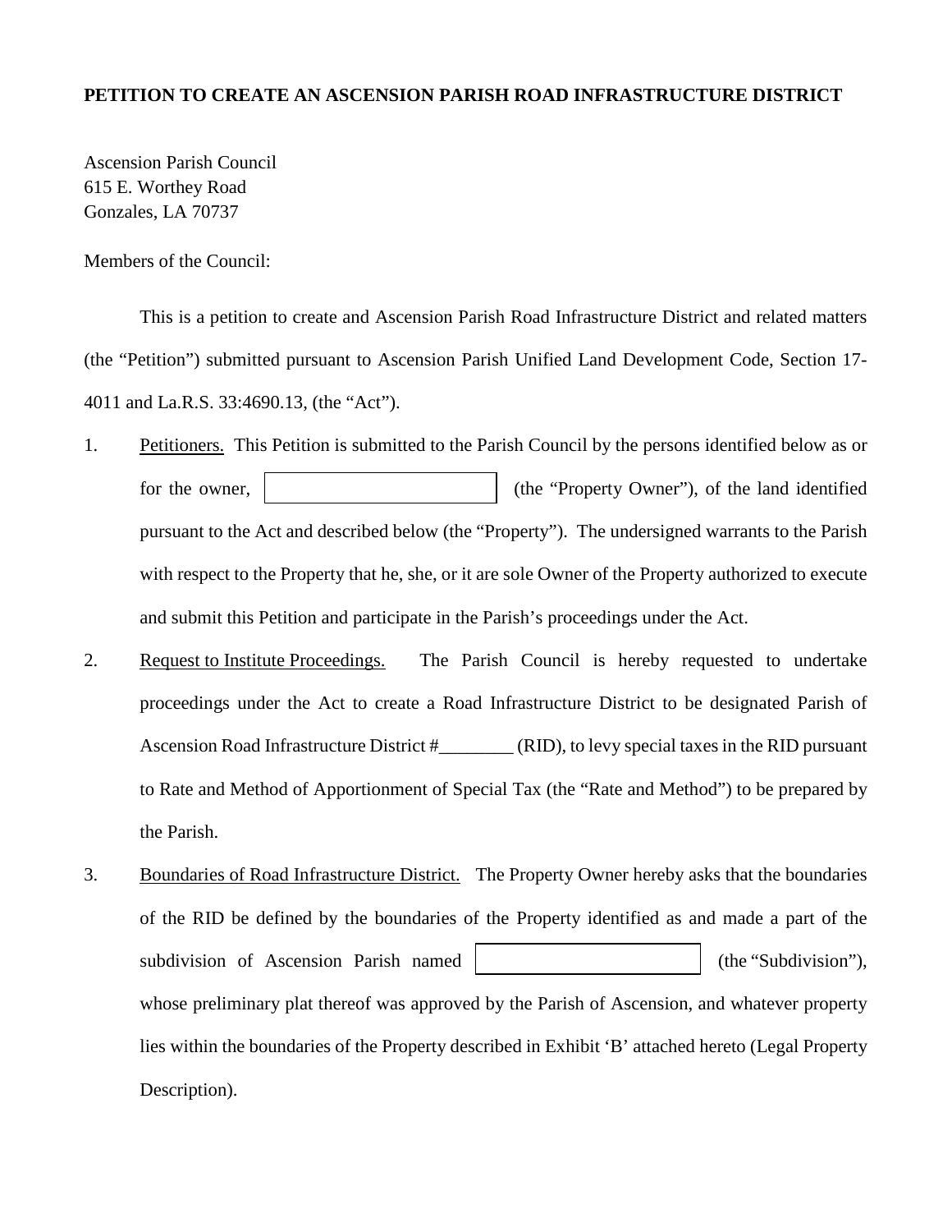**PETITION TO CREATE AN ASCENSION PARISH ROAD INFRASTRUCTURE DISTRICT**

Ascension Parish Council
615 E. Worthey Road
Gonzales, LA 70737

Members of the Council:

This is a petition to create and Ascension Parish Road Infrastructure District and related matters (the "Petition") submitted pursuant to Ascension Parish Unified Land Development Code, Section 17-4011 and La.R.S. 33:4690.13, (the "Act").

1. Petitioners. This Petition is submitted to the Parish Council by the persons identified below as or for the owner, ________________ (the "Property Owner"), of the land identified pursuant to the Act and described below (the "Property"). The undersigned warrants to the Parish with respect to the Property that he, she, or it are sole Owner of the Property authorized to execute and submit this Petition and participate in the Parish's proceedings under the Act.

2. Request to Institute Proceedings. The Parish Council is hereby requested to undertake proceedings under the Act to create a Road Infrastructure District to be designated Parish of Ascension Road Infrastructure District #________ (RID), to levy special taxes in the RID pursuant to Rate and Method of Apportionment of Special Tax (the "Rate and Method") to be prepared by the Parish.

3. Boundaries of Road Infrastructure District. The Property Owner hereby asks that the boundaries of the RID be defined by the boundaries of the Property identified as and made a part of the subdivision of Ascension Parish named ________________ (the "Subdivision"), whose preliminary plat thereof was approved by the Parish of Ascension, and whatever property lies within the boundaries of the Property described in Exhibit 'B' attached hereto (Legal Property Description).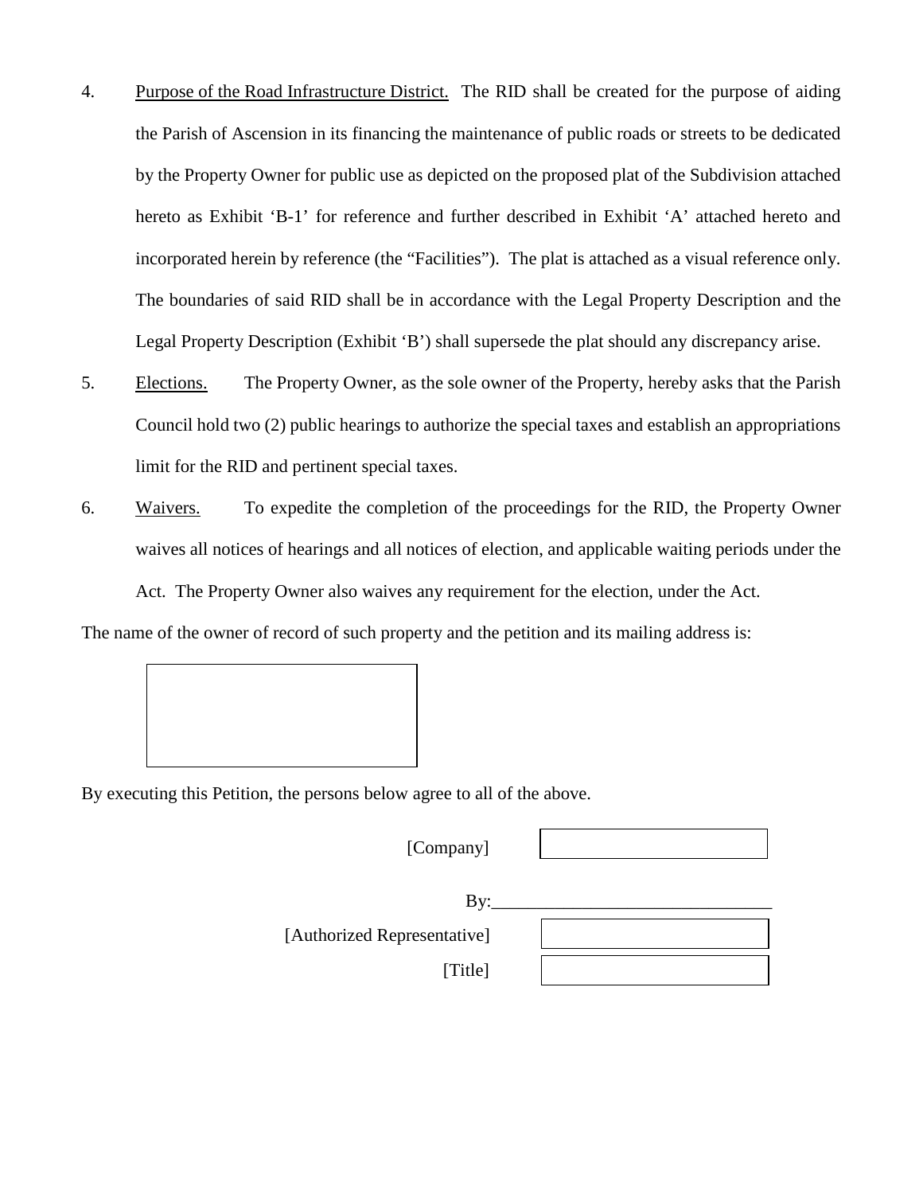4. <u>Purpose of the Road Infrastructure District.</u> The RID shall be created for the purpose of aiding the Parish of Ascension in its financing the maintenance of public roads or streets to be dedicated by the Property Owner for public use as depicted on the proposed plat of the Subdivision attached hereto as Exhibit 'B-1' for reference and further described in Exhibit 'A' attached hereto and incorporated herein by reference (the "Facilities"). The plat is attached as a visual reference only. The boundaries of said RID shall be in accordance with the Legal Property Description and the Legal Property Description (Exhibit 'B') shall supersede the plat should any discrepancy arise.

5. <u>Elections.</u> The Property Owner, as the sole owner of the Property, hereby asks that the Parish Council hold two (2) public hearings to authorize the special taxes and establish an appropriations limit for the RID and pertinent special taxes.

6. <u>Waivers.</u> To expedite the completion of the proceedings for the RID, the Property Owner waives all notices of hearings and all notices of election, and applicable waiting periods under the Act. The Property Owner also waives any requirement for the election, under the Act.

The name of the owner of record of such property and the petition and its mailing address is:

By executing this Petition, the persons below agree to all of the above.

[Company]

By:\_\_\_\_\_\_\_\_\_\_\_\_\_\_\_\_\_\_\_\_\_\_\_\_\_\_\_\_\_\_

[Authorized Representative]

[Title]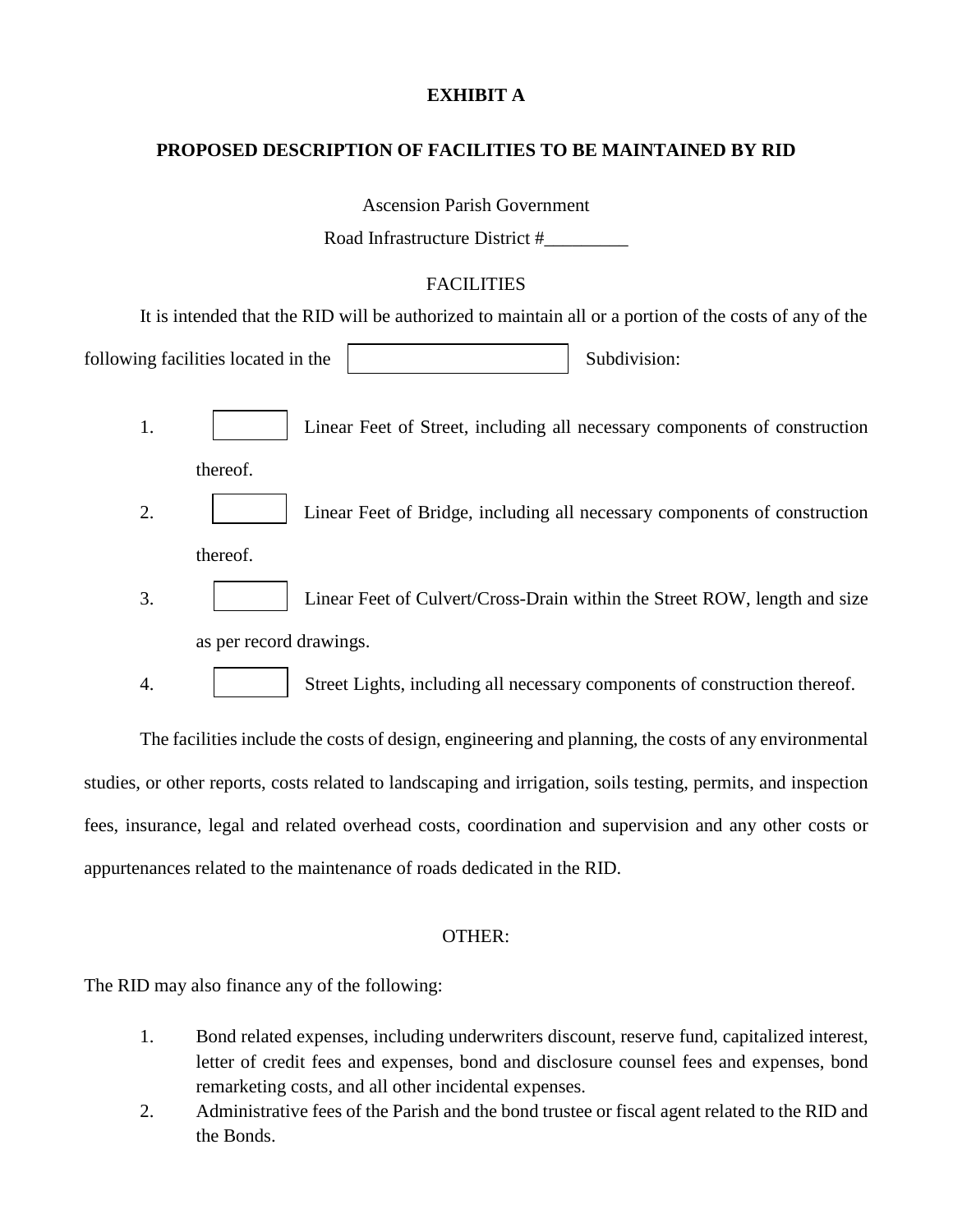**EXHIBIT A**

**PROPOSED DESCRIPTION OF FACILITIES TO BE MAINTAINED BY RID**

Ascension Parish Government

Road Infrastructure District #_________

FACILITIES

It is intended that the RID will be authorized to maintain all or a portion of the costs of any of the following facilities located in the ______________ Subdivision:

1. ________ Linear Feet of Street, including all necessary components of construction thereof.
2. ________ Linear Feet of Bridge, including all necessary components of construction thereof.
3. ________ Linear Feet of Culvert/Cross-Drain within the Street ROW, length and size as per record drawings.
4. ________ Street Lights, including all necessary components of construction thereof.

The facilities include the costs of design, engineering and planning, the costs of any environmental studies, or other reports, costs related to landscaping and irrigation, soils testing, permits, and inspection fees, insurance, legal and related overhead costs, coordination and supervision and any other costs or appurtenances related to the maintenance of roads dedicated in the RID.

OTHER:

The RID may also finance any of the following:

1. Bond related expenses, including underwriters discount, reserve fund, capitalized interest, letter of credit fees and expenses, bond and disclosure counsel fees and expenses, bond remarketing costs, and all other incidental expenses.
2. Administrative fees of the Parish and the bond trustee or fiscal agent related to the RID and the Bonds.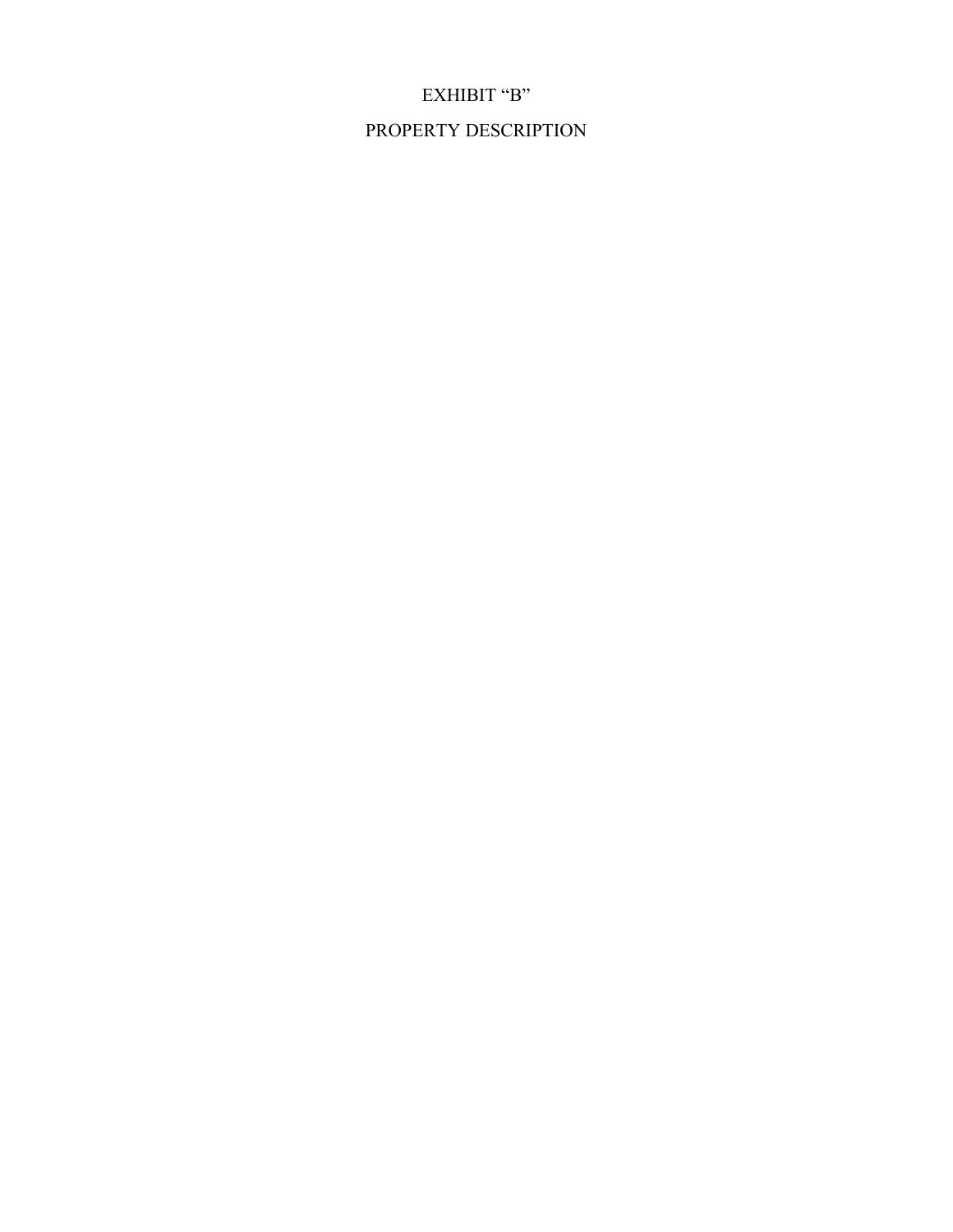# EXHIBIT “B”

## PROPERTY DESCRIPTION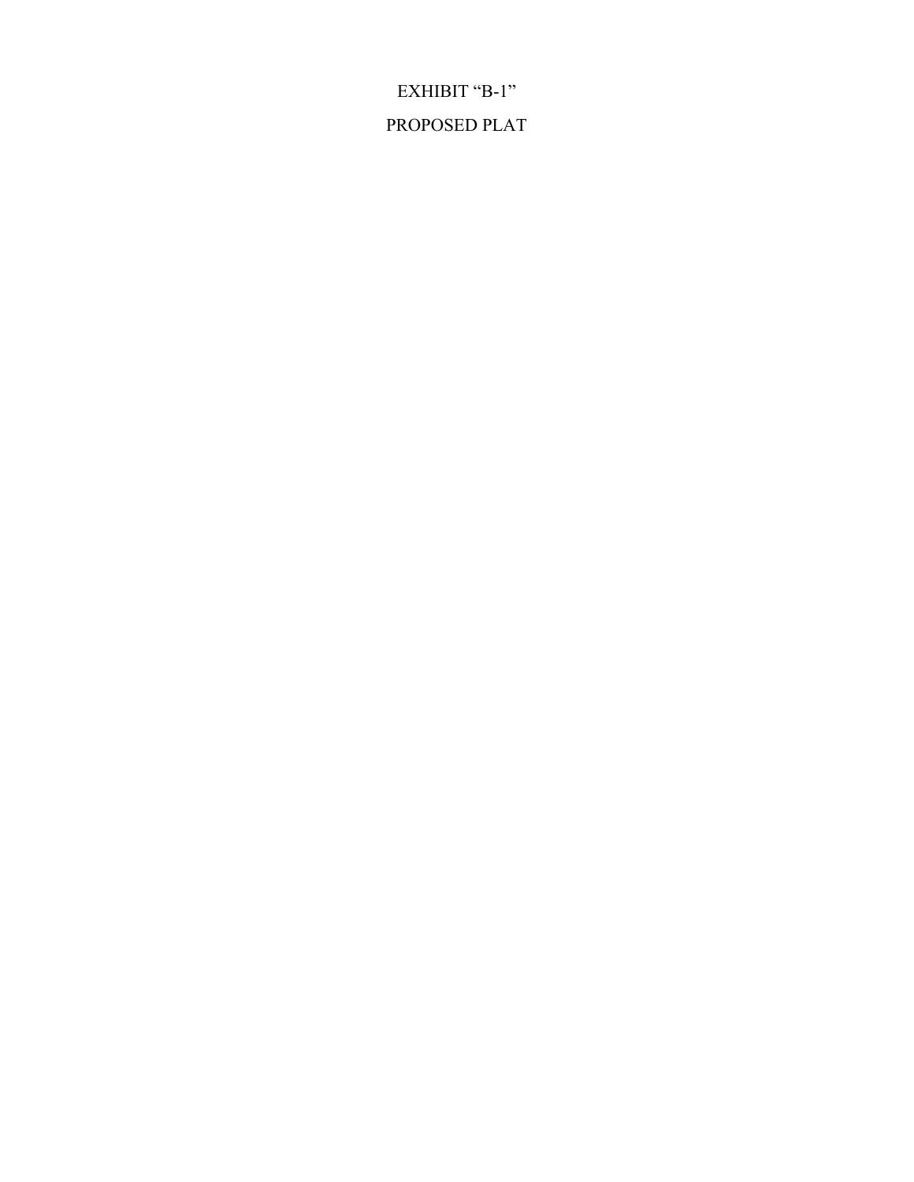EXHIBIT “B-1”

PROPOSED PLAT